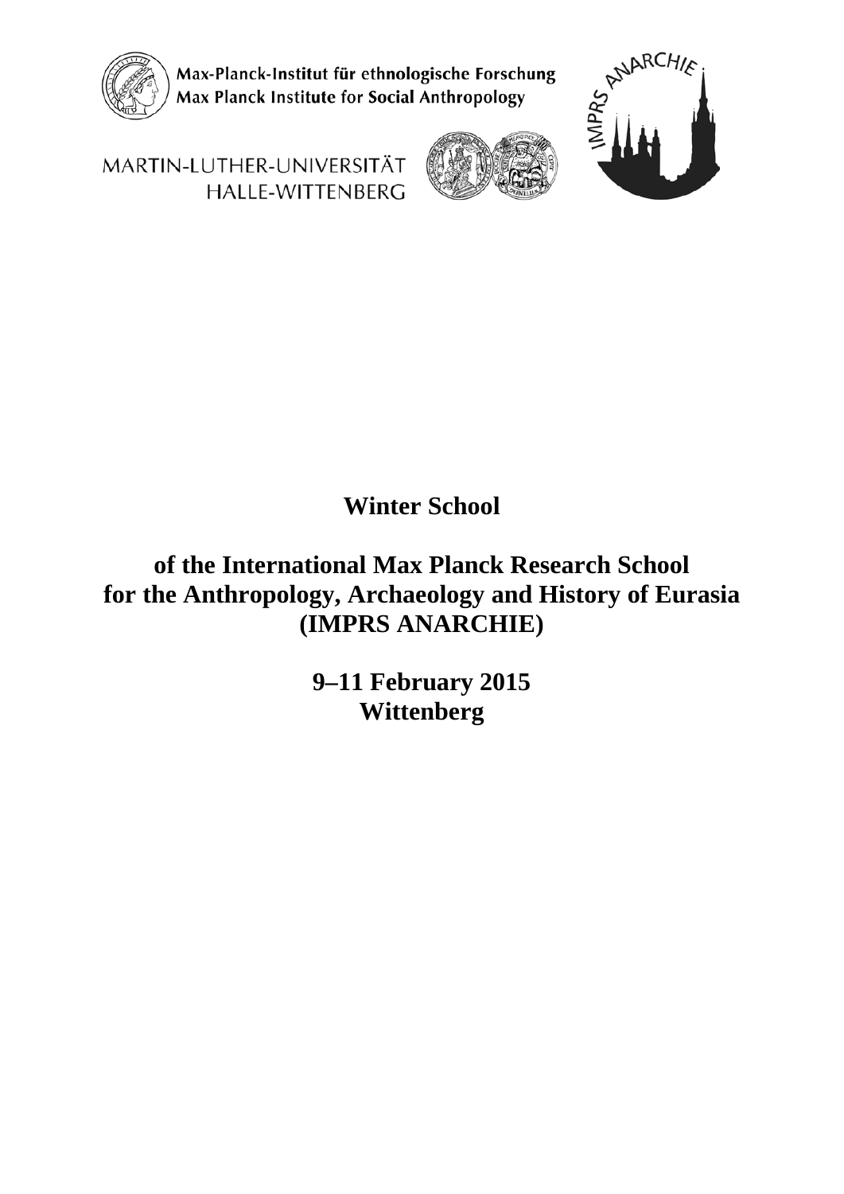Max-Planck-Institut für ethnologische Forschung
Max Planck Institute for Social Anthropology

MARTIN-LUTHER-UNIVERSITÄT HALLE-WITTENBERG

IMPRS ANARCHIE

# Winter School

## of the International Max Planck Research School for the Anthropology, Archaeology and History of Eurasia (IMPRS ANARCHIE)

**9–11 February 2015**
**Wittenberg**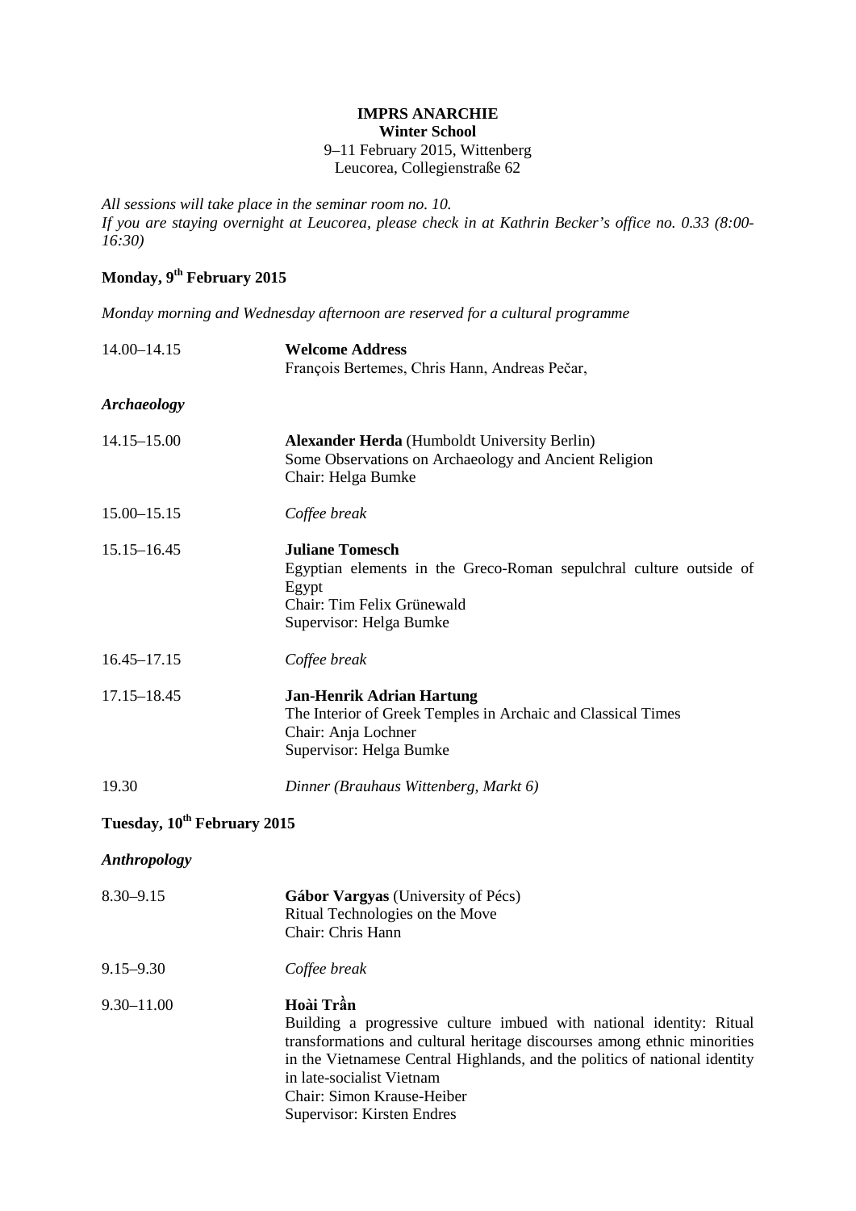**IMPRS ANARCHIE**
**Winter School**
9–11 February 2015, Wittenberg
Leucorea, Collegienstraße 62

*All sessions will take place in the seminar room no. 10.*
*If you are staying overnight at Leucorea, please check in at Kathrin Becker's office no. 0.33 (8:00-16:30)*

## Monday, 9th February 2015

*Monday morning and Wednesday afternoon are reserved for a cultural programme*

14.00–14.15 **Welcome Address**
François Bertemes, Chris Hann, Andreas Pečar,

### *Archaeology*

14.15–15.00 **Alexander Herda** (Humboldt University Berlin)
Some Observations on Archaeology and Ancient Religion
Chair: Helga Bumke

15.00–15.15 *Coffee break*

15.15–16.45 **Juliane Tomesch**
Egyptian elements in the Greco-Roman sepulchral culture outside of Egypt
Chair: Tim Felix Grünewald
Supervisor: Helga Bumke

16.45–17.15 *Coffee break*

17.15–18.45 **Jan-Henrik Adrian Hartung**
The Interior of Greek Temples in Archaic and Classical Times
Chair: Anja Lochner
Supervisor: Helga Bumke

19.30 *Dinner (Brauhaus Wittenberg, Markt 6)*

## Tuesday, 10th February 2015

### *Anthropology*

8.30–9.15 **Gábor Vargyas** (University of Pécs)
Ritual Technologies on the Move
Chair: Chris Hann

9.15–9.30 *Coffee break*

9.30–11.00 **Hoài Trần**
Building a progressive culture imbued with national identity: Ritual transformations and cultural heritage discourses among ethnic minorities in the Vietnamese Central Highlands, and the politics of national identity in late-socialist Vietnam
Chair: Simon Krause-Heiber
Supervisor: Kirsten Endres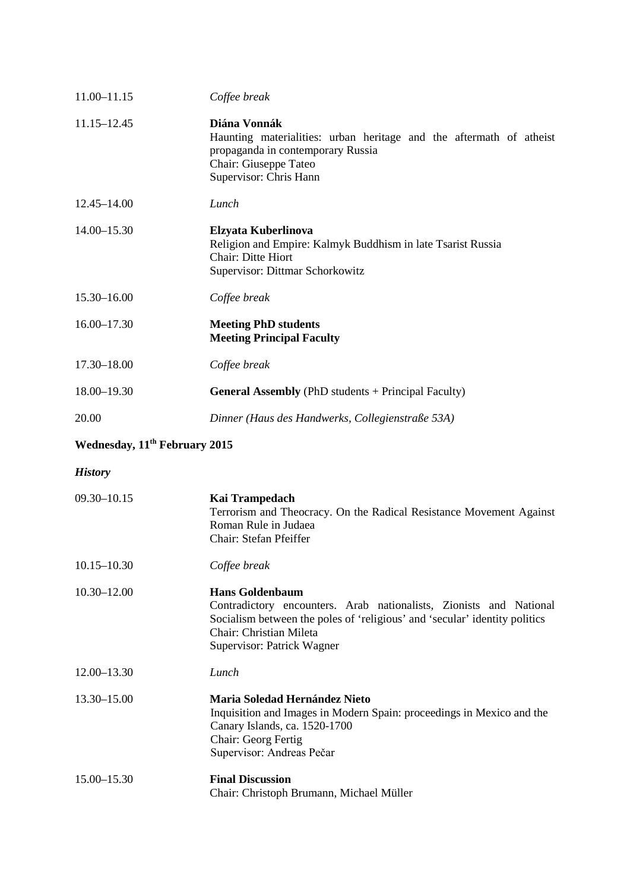| | |
|---|---|
| 11.00–11.15 | *Coffee break* |
| 11.15–12.45 | **Diána Vonnák**<br>Haunting materialities: urban heritage and the aftermath of atheist propaganda in contemporary Russia<br>Chair: Giuseppe Tateo<br>Supervisor: Chris Hann |
| 12.45–14.00 | *Lunch* |
| 14.00–15.30 | **Elzyata Kuberlinova**<br>Religion and Empire: Kalmyk Buddhism in late Tsarist Russia<br>Chair: Ditte Hiort<br>Supervisor: Dittmar Schorkowitz |
| 15.30–16.00 | *Coffee break* |
| 16.00–17.30 | **Meeting PhD students**<br>**Meeting Principal Faculty** |
| 17.30–18.00 | *Coffee break* |
| 18.00–19.30 | **General Assembly** (PhD students + Principal Faculty) |
| 20.00 | *Dinner (Haus des Handwerks, Collegienstraße 53A)* |

**Wednesday, 11th February 2015**

***History***

| | |
|---|---|
| 09.30–10.15 | **Kai Trampedach**<br>Terrorism and Theocracy. On the Radical Resistance Movement Against Roman Rule in Judaea<br>Chair: Stefan Pfeiffer |
| 10.15–10.30 | *Coffee break* |
| 10.30–12.00 | **Hans Goldenbaum**<br>Contradictory encounters. Arab nationalists, Zionists and National Socialism between the poles of 'religious' and 'secular' identity politics<br>Chair: Christian Mileta<br>Supervisor: Patrick Wagner |
| 12.00–13.30 | *Lunch* |
| 13.30–15.00 | **Maria Soledad Hernández Nieto**<br>Inquisition and Images in Modern Spain: proceedings in Mexico and the Canary Islands, ca. 1520-1700<br>Chair: Georg Fertig<br>Supervisor: Andreas Pečar |
| 15.00–15.30 | **Final Discussion**<br>Chair: Christoph Brumann, Michael Müller |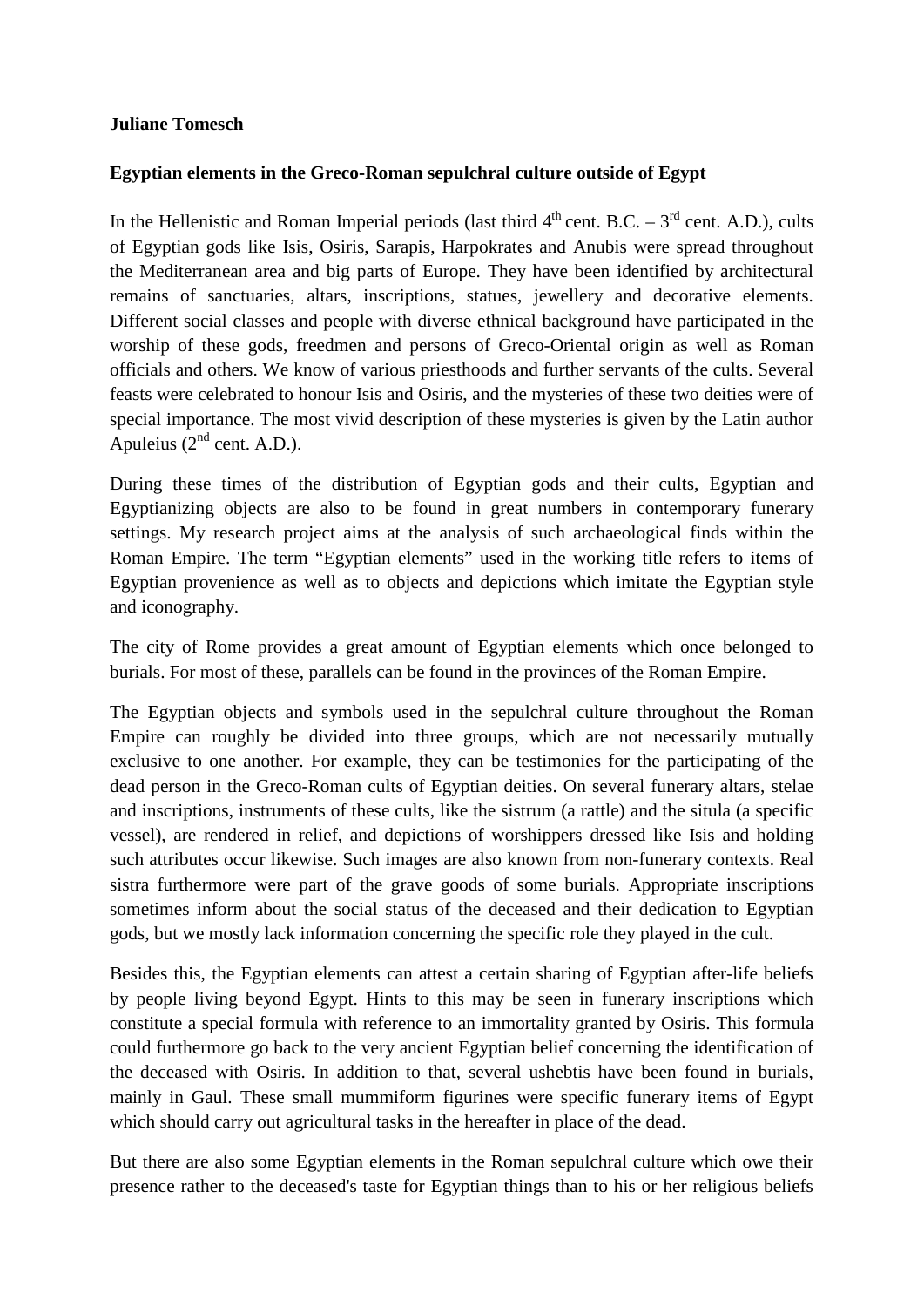**Juliane Tomesch**

**Egyptian elements in the Greco-Roman sepulchral culture outside of Egypt**

In the Hellenistic and Roman Imperial periods (last third 4th cent. B.C. – 3rd cent. A.D.), cults of Egyptian gods like Isis, Osiris, Sarapis, Harpokrates and Anubis were spread throughout the Mediterranean area and big parts of Europe. They have been identified by architectural remains of sanctuaries, altars, inscriptions, statues, jewellery and decorative elements. Different social classes and people with diverse ethnical background have participated in the worship of these gods, freedmen and persons of Greco-Oriental origin as well as Roman officials and others. We know of various priesthoods and further servants of the cults. Several feasts were celebrated to honour Isis and Osiris, and the mysteries of these two deities were of special importance. The most vivid description of these mysteries is given by the Latin author Apuleius (2nd cent. A.D.).

During these times of the distribution of Egyptian gods and their cults, Egyptian and Egyptianizing objects are also to be found in great numbers in contemporary funerary settings. My research project aims at the analysis of such archaeological finds within the Roman Empire. The term "Egyptian elements" used in the working title refers to items of Egyptian provenience as well as to objects and depictions which imitate the Egyptian style and iconography.

The city of Rome provides a great amount of Egyptian elements which once belonged to burials. For most of these, parallels can be found in the provinces of the Roman Empire.

The Egyptian objects and symbols used in the sepulchral culture throughout the Roman Empire can roughly be divided into three groups, which are not necessarily mutually exclusive to one another. For example, they can be testimonies for the participating of the dead person in the Greco-Roman cults of Egyptian deities. On several funerary altars, stelae and inscriptions, instruments of these cults, like the sistrum (a rattle) and the situla (a specific vessel), are rendered in relief, and depictions of worshippers dressed like Isis and holding such attributes occur likewise. Such images are also known from non-funerary contexts. Real sistra furthermore were part of the grave goods of some burials. Appropriate inscriptions sometimes inform about the social status of the deceased and their dedication to Egyptian gods, but we mostly lack information concerning the specific role they played in the cult.

Besides this, the Egyptian elements can attest a certain sharing of Egyptian after-life beliefs by people living beyond Egypt. Hints to this may be seen in funerary inscriptions which constitute a special formula with reference to an immortality granted by Osiris. This formula could furthermore go back to the very ancient Egyptian belief concerning the identification of the deceased with Osiris. In addition to that, several ushebtis have been found in burials, mainly in Gaul. These small mummiform figurines were specific funerary items of Egypt which should carry out agricultural tasks in the hereafter in place of the dead.

But there are also some Egyptian elements in the Roman sepulchral culture which owe their presence rather to the deceased's taste for Egyptian things than to his or her religious beliefs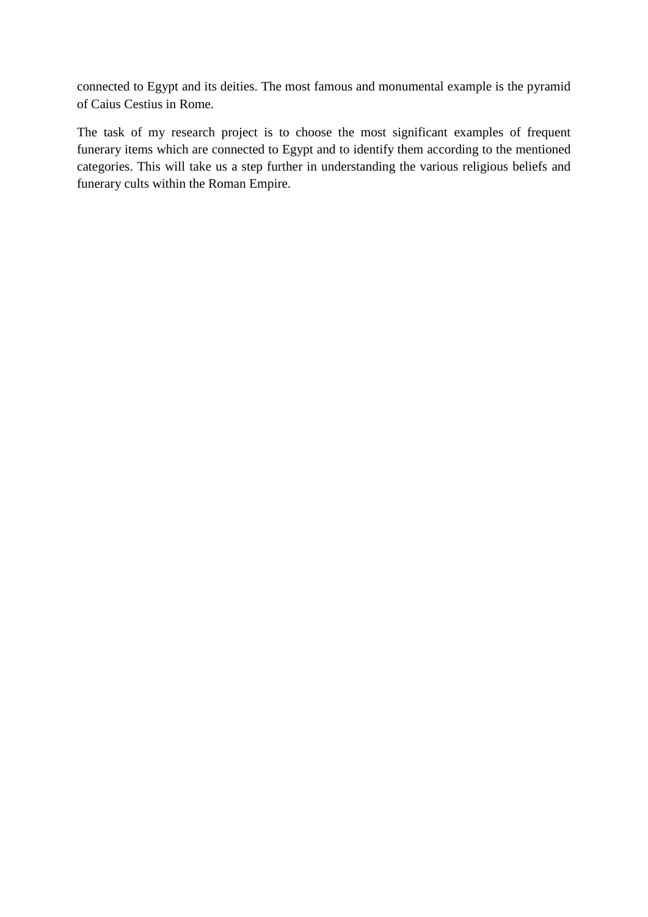connected to Egypt and its deities. The most famous and monumental example is the pyramid of Caius Cestius in Rome.

The task of my research project is to choose the most significant examples of frequent funerary items which are connected to Egypt and to identify them according to the mentioned categories. This will take us a step further in understanding the various religious beliefs and funerary cults within the Roman Empire.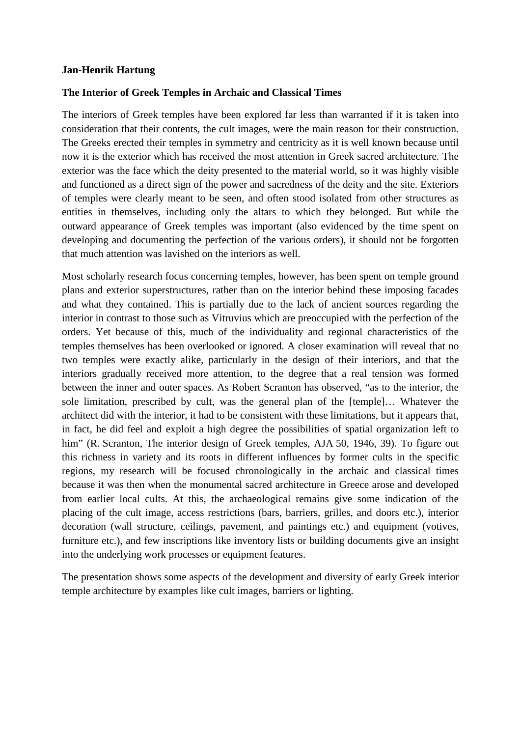**Jan-Henrik Hartung**

**The Interior of Greek Temples in Archaic and Classical Times**

The interiors of Greek temples have been explored far less than warranted if it is taken into consideration that their contents, the cult images, were the main reason for their construction. The Greeks erected their temples in symmetry and centricity as it is well known because until now it is the exterior which has received the most attention in Greek sacred architecture. The exterior was the face which the deity presented to the material world, so it was highly visible and functioned as a direct sign of the power and sacredness of the deity and the site. Exteriors of temples were clearly meant to be seen, and often stood isolated from other structures as entities in themselves, including only the altars to which they belonged. But while the outward appearance of Greek temples was important (also evidenced by the time spent on developing and documenting the perfection of the various orders), it should not be forgotten that much attention was lavished on the interiors as well.

Most scholarly research focus concerning temples, however, has been spent on temple ground plans and exterior superstructures, rather than on the interior behind these imposing facades and what they contained. This is partially due to the lack of ancient sources regarding the interior in contrast to those such as Vitruvius which are preoccupied with the perfection of the orders. Yet because of this, much of the individuality and regional characteristics of the temples themselves has been overlooked or ignored. A closer examination will reveal that no two temples were exactly alike, particularly in the design of their interiors, and that the interiors gradually received more attention, to the degree that a real tension was formed between the inner and outer spaces. As Robert Scranton has observed, "as to the interior, the sole limitation, prescribed by cult, was the general plan of the [temple]… Whatever the architect did with the interior, it had to be consistent with these limitations, but it appears that, in fact, he did feel and exploit a high degree the possibilities of spatial organization left to him" (R. Scranton, The interior design of Greek temples, AJA 50, 1946, 39). To figure out this richness in variety and its roots in different influences by former cults in the specific regions, my research will be focused chronologically in the archaic and classical times because it was then when the monumental sacred architecture in Greece arose and developed from earlier local cults. At this, the archaeological remains give some indication of the placing of the cult image, access restrictions (bars, barriers, grilles, and doors etc.), interior decoration (wall structure, ceilings, pavement, and paintings etc.) and equipment (votives, furniture etc.), and few inscriptions like inventory lists or building documents give an insight into the underlying work processes or equipment features.

The presentation shows some aspects of the development and diversity of early Greek interior temple architecture by examples like cult images, barriers or lighting.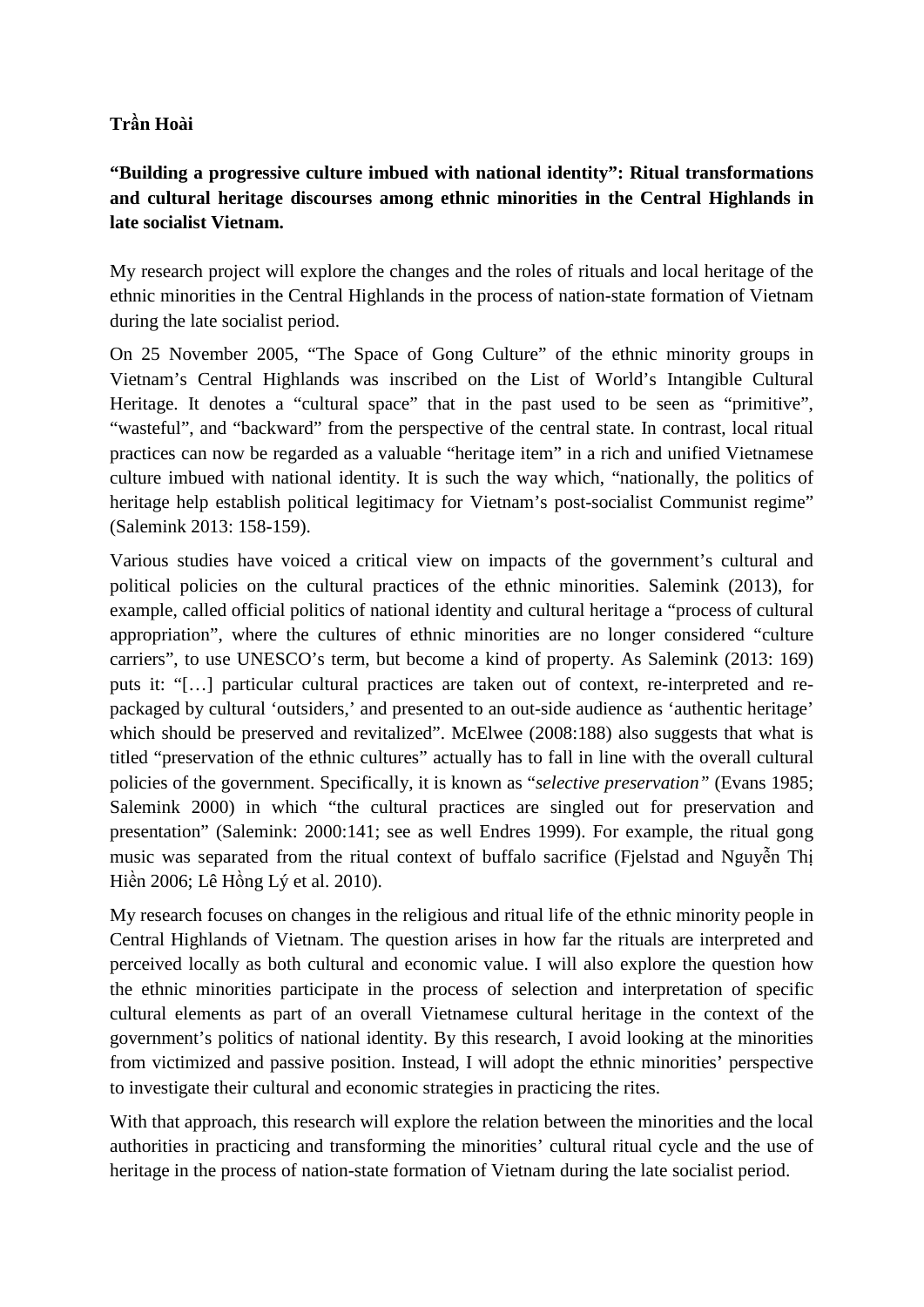**Trần Hoài**

**"Building a progressive culture imbued with national identity": Ritual transformations and cultural heritage discourses among ethnic minorities in the Central Highlands in late socialist Vietnam.**

My research project will explore the changes and the roles of rituals and local heritage of the ethnic minorities in the Central Highlands in the process of nation-state formation of Vietnam during the late socialist period.

On 25 November 2005, "The Space of Gong Culture" of the ethnic minority groups in Vietnam's Central Highlands was inscribed on the List of World's Intangible Cultural Heritage. It denotes a "cultural space" that in the past used to be seen as "primitive", "wasteful", and "backward" from the perspective of the central state. In contrast, local ritual practices can now be regarded as a valuable "heritage item" in a rich and unified Vietnamese culture imbued with national identity. It is such the way which, "nationally, the politics of heritage help establish political legitimacy for Vietnam's post-socialist Communist regime" (Salemink 2013: 158-159).

Various studies have voiced a critical view on impacts of the government's cultural and political policies on the cultural practices of the ethnic minorities. Salemink (2013), for example, called official politics of national identity and cultural heritage a "process of cultural appropriation", where the cultures of ethnic minorities are no longer considered "culture carriers", to use UNESCO's term, but become a kind of property. As Salemink (2013: 169) puts it: "[…] particular cultural practices are taken out of context, re-interpreted and re-packaged by cultural 'outsiders,' and presented to an out-side audience as 'authentic heritage' which should be preserved and revitalized". McElwee (2008:188) also suggests that what is titled "preservation of the ethnic cultures" actually has to fall in line with the overall cultural policies of the government. Specifically, it is known as "*selective preservation*" (Evans 1985; Salemink 2000) in which "the cultural practices are singled out for preservation and presentation" (Salemink: 2000:141; see as well Endres 1999). For example, the ritual gong music was separated from the ritual context of buffalo sacrifice (Fjelstad and Nguyễn Thị Hiền 2006; Lê Hồng Lý et al. 2010).

My research focuses on changes in the religious and ritual life of the ethnic minority people in Central Highlands of Vietnam. The question arises in how far the rituals are interpreted and perceived locally as both cultural and economic value. I will also explore the question how the ethnic minorities participate in the process of selection and interpretation of specific cultural elements as part of an overall Vietnamese cultural heritage in the context of the government's politics of national identity. By this research, I avoid looking at the minorities from victimized and passive position. Instead, I will adopt the ethnic minorities' perspective to investigate their cultural and economic strategies in practicing the rites.

With that approach, this research will explore the relation between the minorities and the local authorities in practicing and transforming the minorities' cultural ritual cycle and the use of heritage in the process of nation-state formation of Vietnam during the late socialist period.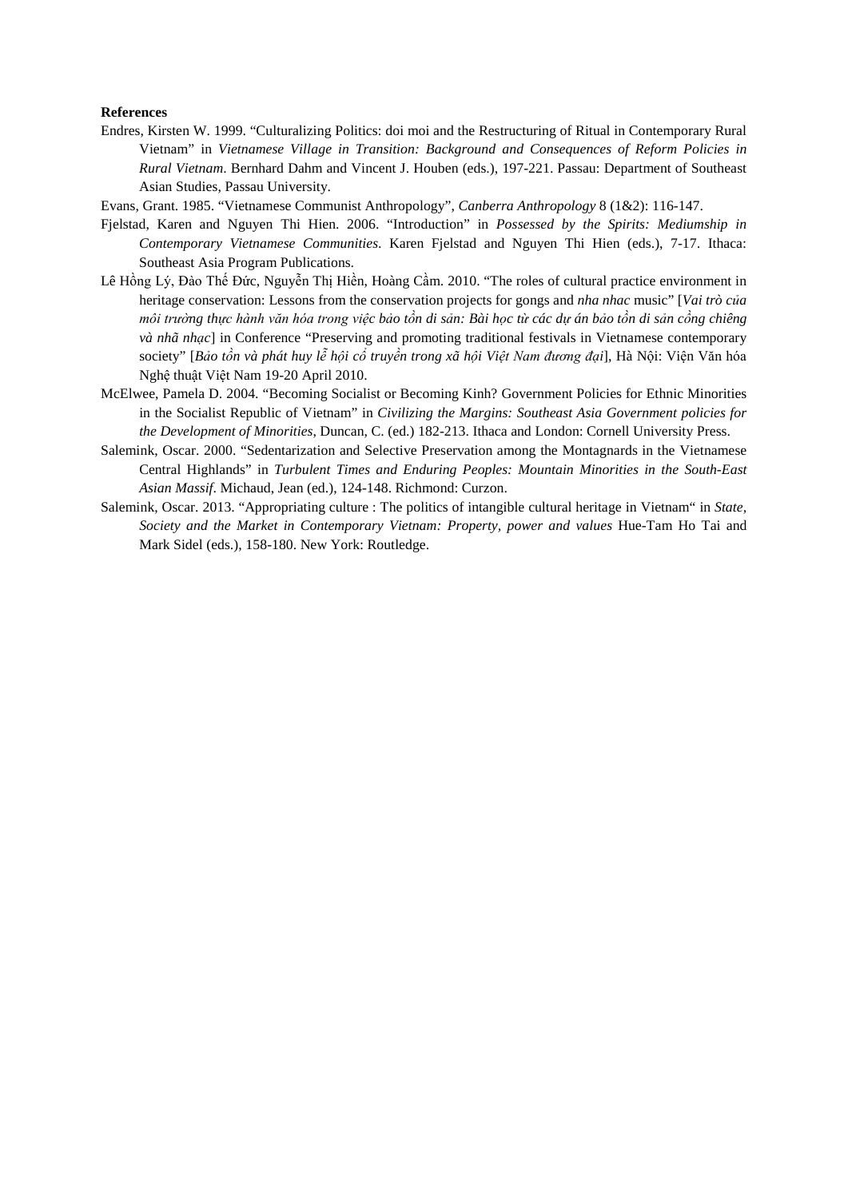**References**

Endres, Kirsten W. 1999. "Culturalizing Politics: doi moi and the Restructuring of Ritual in Contemporary Rural Vietnam" in *Vietnamese Village in Transition: Background and Consequences of Reform Policies in Rural Vietnam*. Bernhard Dahm and Vincent J. Houben (eds.), 197-221. Passau: Department of Southeast Asian Studies, Passau University.

Evans, Grant. 1985. "Vietnamese Communist Anthropology", *Canberra Anthropology* 8 (1&2): 116-147.

Fjelstad, Karen and Nguyen Thi Hien. 2006. "Introduction" in *Possessed by the Spirits: Mediumship in Contemporary Vietnamese Communities*. Karen Fjelstad and Nguyen Thi Hien (eds.), 7-17. Ithaca: Southeast Asia Program Publications.

Lê Hồng Lý, Đào Thế Đức, Nguyễn Thị Hiền, Hoàng Cầm. 2010. "The roles of cultural practice environment in heritage conservation: Lessons from the conservation projects for gongs and *nha nhac* music" [*Vai trò của môi trường thực hành văn hóa trong việc bảo tồn di sản: Bài học từ các dự án bảo tồn di sản cồng chiêng và nhã nhạc*] in Conference "Preserving and promoting traditional festivals in Vietnamese contemporary society" [*Bảo tồn và phát huy lễ hội cổ truyền trong xã hội Việt Nam đương đại*], Hà Nội: Viện Văn hóa Nghệ thuật Việt Nam 19-20 April 2010.

McElwee, Pamela D. 2004. "Becoming Socialist or Becoming Kinh? Government Policies for Ethnic Minorities in the Socialist Republic of Vietnam" in *Civilizing the Margins: Southeast Asia Government policies for the Development of Minorities*, Duncan, C. (ed.) 182-213. Ithaca and London: Cornell University Press.

Salemink, Oscar. 2000. "Sedentarization and Selective Preservation among the Montagnards in the Vietnamese Central Highlands" in *Turbulent Times and Enduring Peoples: Mountain Minorities in the South-East Asian Massif*. Michaud, Jean (ed.), 124-148. Richmond: Curzon.

Salemink, Oscar. 2013. "Appropriating culture : The politics of intangible cultural heritage in Vietnam" in *State, Society and the Market in Contemporary Vietnam: Property, power and values* Hue-Tam Ho Tai and Mark Sidel (eds.), 158-180. New York: Routledge.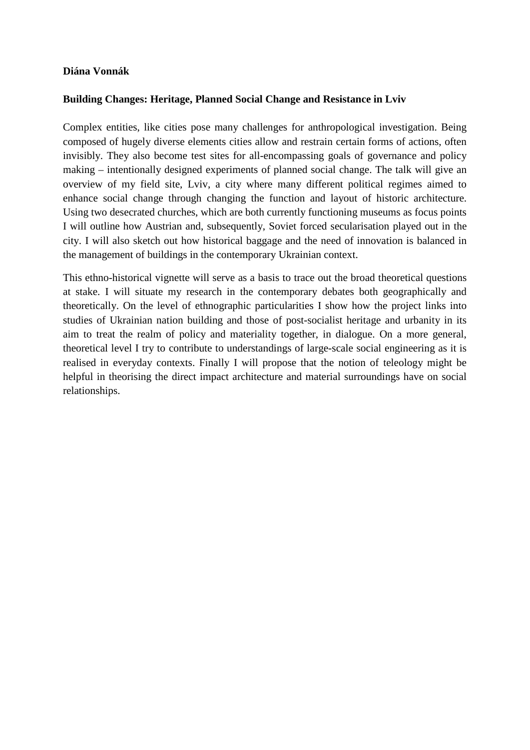**Diána Vonnák**

**Building Changes: Heritage, Planned Social Change and Resistance in Lviv**

Complex entities, like cities pose many challenges for anthropological investigation. Being composed of hugely diverse elements cities allow and restrain certain forms of actions, often invisibly. They also become test sites for all-encompassing goals of governance and policy making – intentionally designed experiments of planned social change. The talk will give an overview of my field site, Lviv, a city where many different political regimes aimed to enhance social change through changing the function and layout of historic architecture. Using two desecrated churches, which are both currently functioning museums as focus points I will outline how Austrian and, subsequently, Soviet forced secularisation played out in the city. I will also sketch out how historical baggage and the need of innovation is balanced in the management of buildings in the contemporary Ukrainian context.

This ethno-historical vignette will serve as a basis to trace out the broad theoretical questions at stake. I will situate my research in the contemporary debates both geographically and theoretically. On the level of ethnographic particularities I show how the project links into studies of Ukrainian nation building and those of post-socialist heritage and urbanity in its aim to treat the realm of policy and materiality together, in dialogue. On a more general, theoretical level I try to contribute to understandings of large-scale social engineering as it is realised in everyday contexts. Finally I will propose that the notion of teleology might be helpful in theorising the direct impact architecture and material surroundings have on social relationships.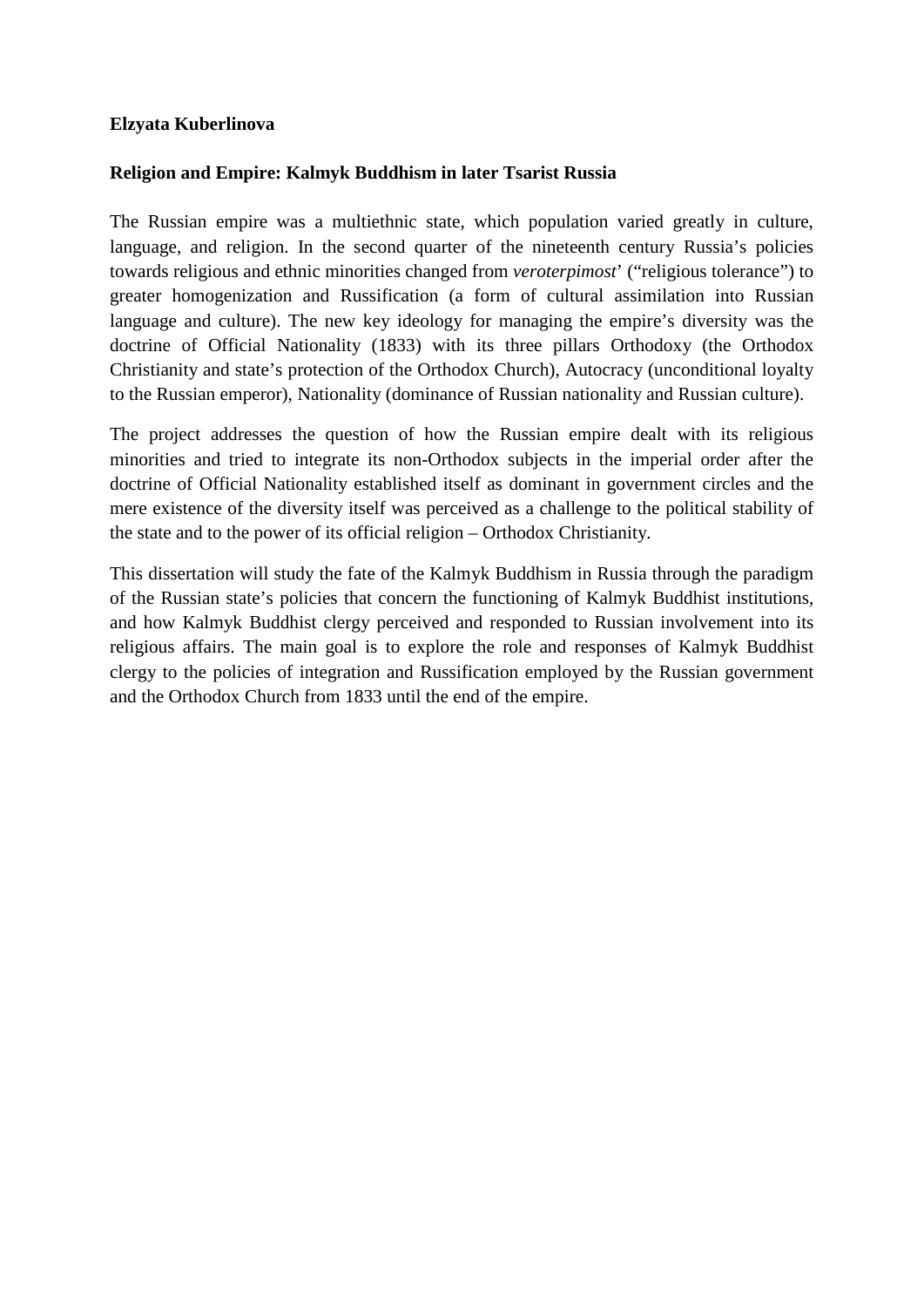**Elzyata Kuberlinova**

**Religion and Empire: Kalmyk Buddhism in later Tsarist Russia**

The Russian empire was a multiethnic state, which population varied greatly in culture, language, and religion. In the second quarter of the nineteenth century Russia's policies towards religious and ethnic minorities changed from *veroterpimost*' ("religious tolerance") to greater homogenization and Russification (a form of cultural assimilation into Russian language and culture). The new key ideology for managing the empire's diversity was the doctrine of Official Nationality (1833) with its three pillars Orthodoxy (the Orthodox Christianity and state's protection of the Orthodox Church), Autocracy (unconditional loyalty to the Russian emperor), Nationality (dominance of Russian nationality and Russian culture).

The project addresses the question of how the Russian empire dealt with its religious minorities and tried to integrate its non-Orthodox subjects in the imperial order after the doctrine of Official Nationality established itself as dominant in government circles and the mere existence of the diversity itself was perceived as a challenge to the political stability of the state and to the power of its official religion – Orthodox Christianity.

This dissertation will study the fate of the Kalmyk Buddhism in Russia through the paradigm of the Russian state's policies that concern the functioning of Kalmyk Buddhist institutions, and how Kalmyk Buddhist clergy perceived and responded to Russian involvement into its religious affairs. The main goal is to explore the role and responses of Kalmyk Buddhist clergy to the policies of integration and Russification employed by the Russian government and the Orthodox Church from 1833 until the end of the empire.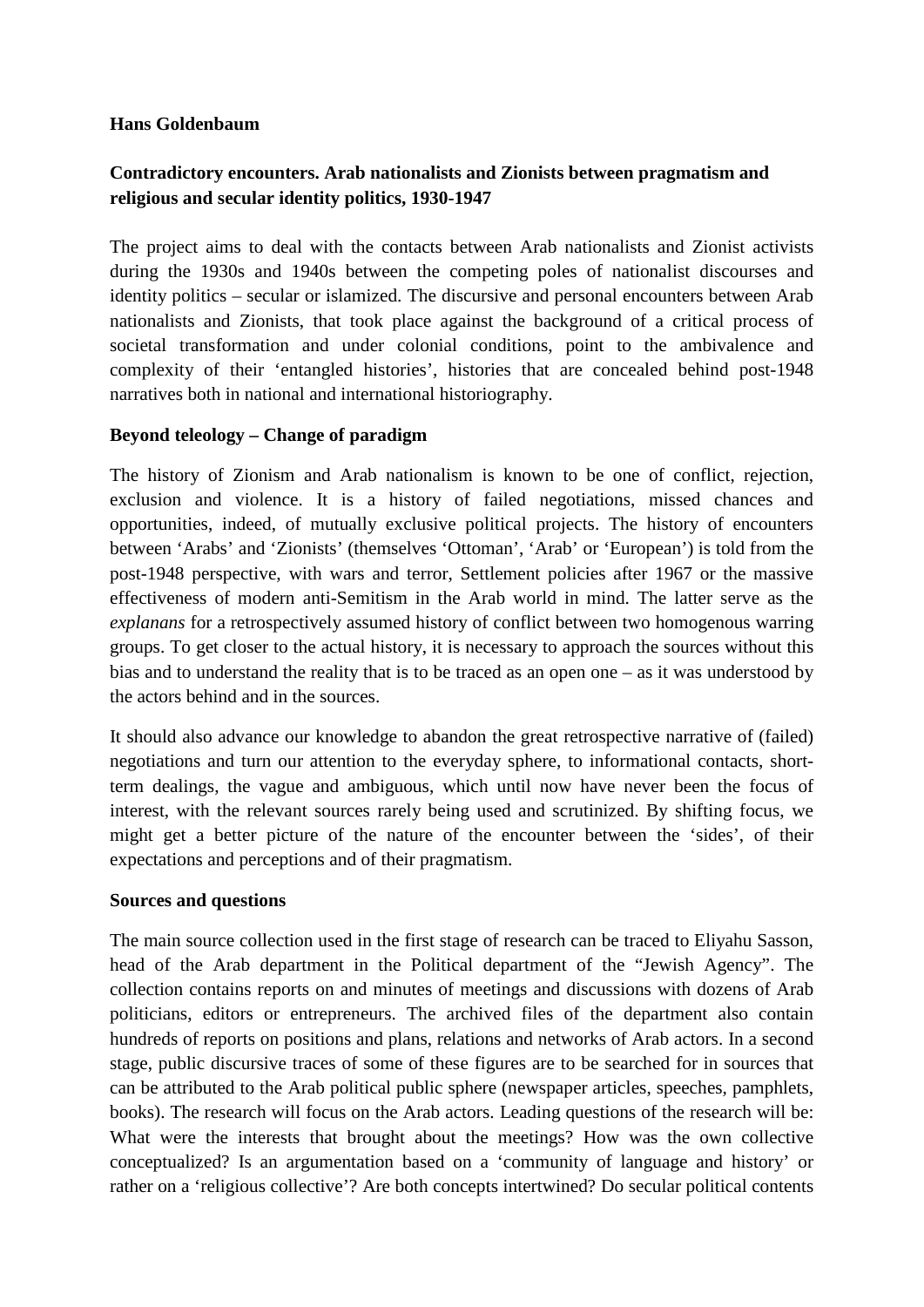**Hans Goldenbaum**

**Contradictory encounters. Arab nationalists and Zionists between pragmatism and religious and secular identity politics, 1930-1947**

The project aims to deal with the contacts between Arab nationalists and Zionist activists during the 1930s and 1940s between the competing poles of nationalist discourses and identity politics – secular or islamized. The discursive and personal encounters between Arab nationalists and Zionists, that took place against the background of a critical process of societal transformation and under colonial conditions, point to the ambivalence and complexity of their 'entangled histories', histories that are concealed behind post-1948 narratives both in national and international historiography.

**Beyond teleology – Change of paradigm**

The history of Zionism and Arab nationalism is known to be one of conflict, rejection, exclusion and violence. It is a history of failed negotiations, missed chances and opportunities, indeed, of mutually exclusive political projects. The history of encounters between 'Arabs' and 'Zionists' (themselves 'Ottoman', 'Arab' or 'European') is told from the post-1948 perspective, with wars and terror, Settlement policies after 1967 or the massive effectiveness of modern anti-Semitism in the Arab world in mind. The latter serve as the *explanans* for a retrospectively assumed history of conflict between two homogenous warring groups. To get closer to the actual history, it is necessary to approach the sources without this bias and to understand the reality that is to be traced as an open one – as it was understood by the actors behind and in the sources.

It should also advance our knowledge to abandon the great retrospective narrative of (failed) negotiations and turn our attention to the everyday sphere, to informational contacts, short-term dealings, the vague and ambiguous, which until now have never been the focus of interest, with the relevant sources rarely being used and scrutinized. By shifting focus, we might get a better picture of the nature of the encounter between the 'sides', of their expectations and perceptions and of their pragmatism.

**Sources and questions**

The main source collection used in the first stage of research can be traced to Eliyahu Sasson, head of the Arab department in the Political department of the "Jewish Agency". The collection contains reports on and minutes of meetings and discussions with dozens of Arab politicians, editors or entrepreneurs. The archived files of the department also contain hundreds of reports on positions and plans, relations and networks of Arab actors. In a second stage, public discursive traces of some of these figures are to be searched for in sources that can be attributed to the Arab political public sphere (newspaper articles, speeches, pamphlets, books). The research will focus on the Arab actors. Leading questions of the research will be: What were the interests that brought about the meetings? How was the own collective conceptualized? Is an argumentation based on a 'community of language and history' or rather on a 'religious collective'? Are both concepts intertwined? Do secular political contents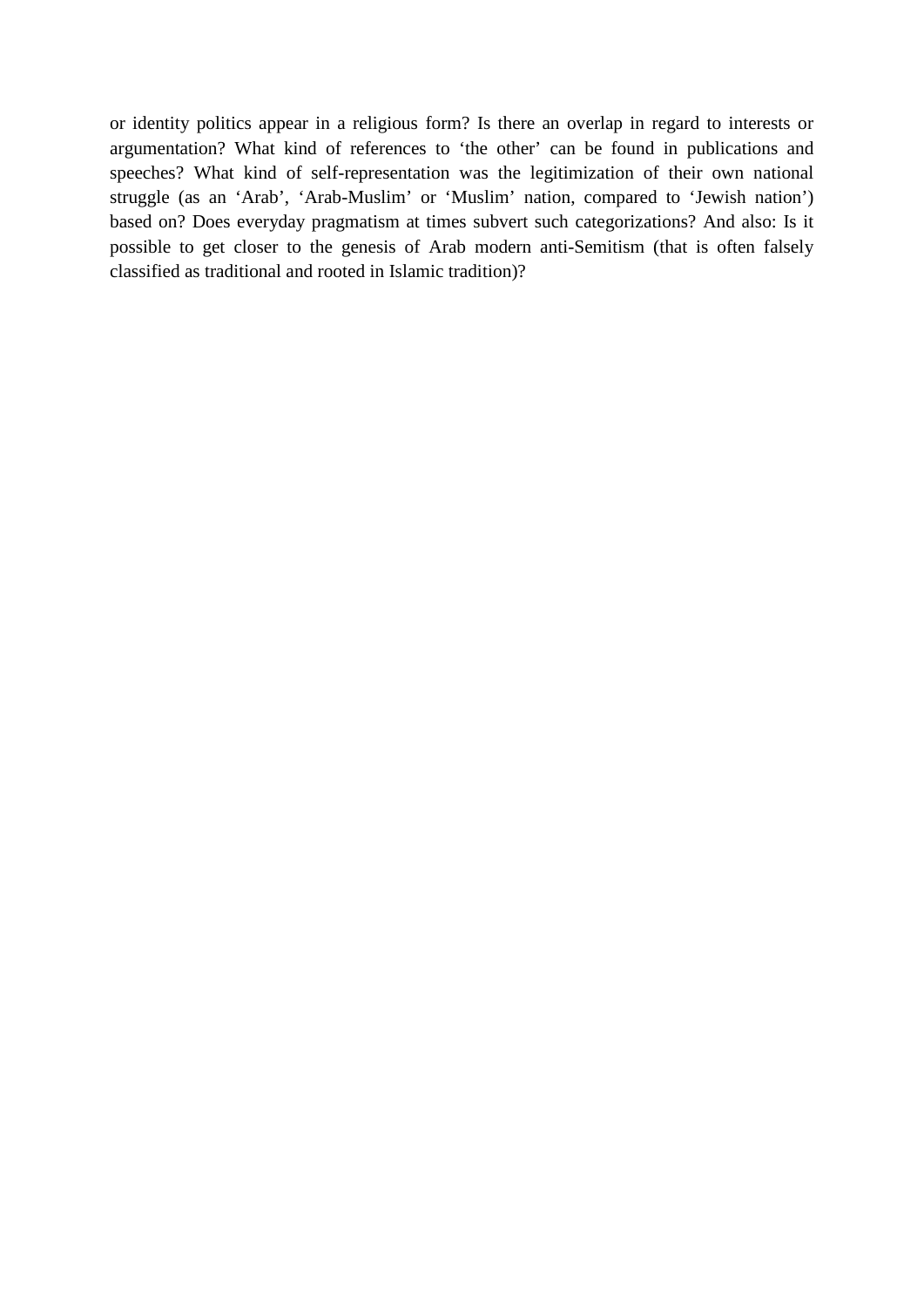or identity politics appear in a religious form? Is there an overlap in regard to interests or argumentation? What kind of references to 'the other' can be found in publications and speeches? What kind of self-representation was the legitimization of their own national struggle (as an 'Arab', 'Arab-Muslim' or 'Muslim' nation, compared to 'Jewish nation') based on? Does everyday pragmatism at times subvert such categorizations? And also: Is it possible to get closer to the genesis of Arab modern anti-Semitism (that is often falsely classified as traditional and rooted in Islamic tradition)?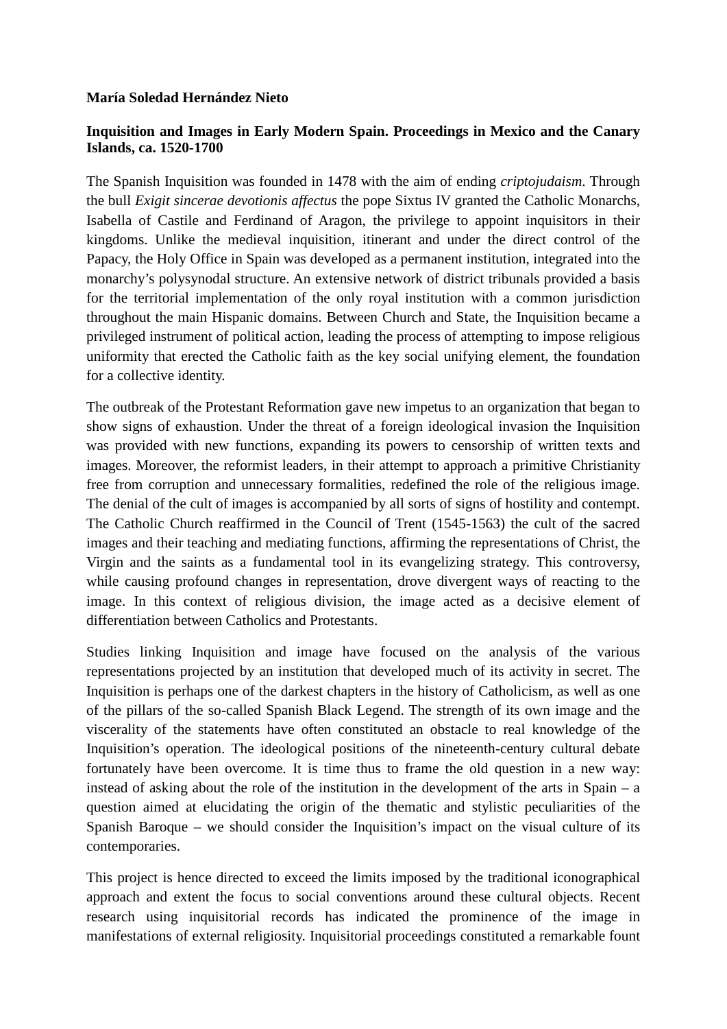**María Soledad Hernández Nieto**

**Inquisition and Images in Early Modern Spain. Proceedings in Mexico and the Canary Islands, ca. 1520-1700**

The Spanish Inquisition was founded in 1478 with the aim of ending *criptojudaism*. Through the bull *Exigit sincerae devotionis affectus* the pope Sixtus IV granted the Catholic Monarchs, Isabella of Castile and Ferdinand of Aragon, the privilege to appoint inquisitors in their kingdoms. Unlike the medieval inquisition, itinerant and under the direct control of the Papacy, the Holy Office in Spain was developed as a permanent institution, integrated into the monarchy's polysynodal structure. An extensive network of district tribunals provided a basis for the territorial implementation of the only royal institution with a common jurisdiction throughout the main Hispanic domains. Between Church and State, the Inquisition became a privileged instrument of political action, leading the process of attempting to impose religious uniformity that erected the Catholic faith as the key social unifying element, the foundation for a collective identity.

The outbreak of the Protestant Reformation gave new impetus to an organization that began to show signs of exhaustion. Under the threat of a foreign ideological invasion the Inquisition was provided with new functions, expanding its powers to censorship of written texts and images. Moreover, the reformist leaders, in their attempt to approach a primitive Christianity free from corruption and unnecessary formalities, redefined the role of the religious image. The denial of the cult of images is accompanied by all sorts of signs of hostility and contempt. The Catholic Church reaffirmed in the Council of Trent (1545-1563) the cult of the sacred images and their teaching and mediating functions, affirming the representations of Christ, the Virgin and the saints as a fundamental tool in its evangelizing strategy. This controversy, while causing profound changes in representation, drove divergent ways of reacting to the image. In this context of religious division, the image acted as a decisive element of differentiation between Catholics and Protestants.

Studies linking Inquisition and image have focused on the analysis of the various representations projected by an institution that developed much of its activity in secret. The Inquisition is perhaps one of the darkest chapters in the history of Catholicism, as well as one of the pillars of the so-called Spanish Black Legend. The strength of its own image and the viscerality of the statements have often constituted an obstacle to real knowledge of the Inquisition's operation. The ideological positions of the nineteenth-century cultural debate fortunately have been overcome. It is time thus to frame the old question in a new way: instead of asking about the role of the institution in the development of the arts in Spain – a question aimed at elucidating the origin of the thematic and stylistic peculiarities of the Spanish Baroque – we should consider the Inquisition's impact on the visual culture of its contemporaries.

This project is hence directed to exceed the limits imposed by the traditional iconographical approach and extent the focus to social conventions around these cultural objects. Recent research using inquisitorial records has indicated the prominence of the image in manifestations of external religiosity. Inquisitorial proceedings constituted a remarkable fount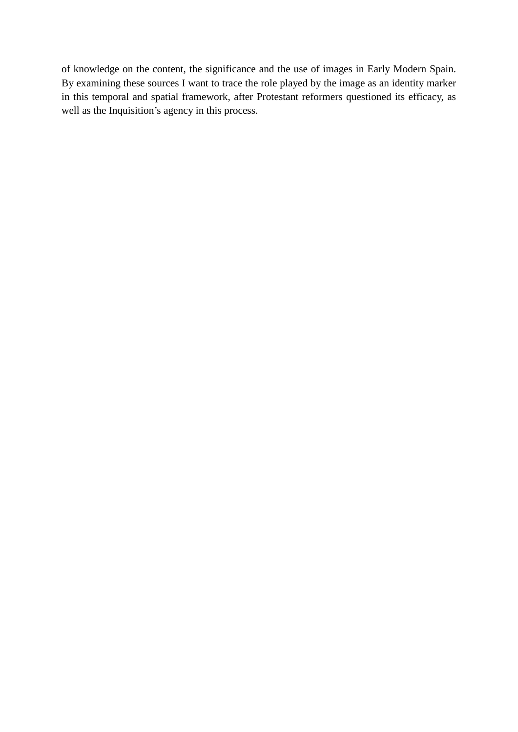of knowledge on the content, the significance and the use of images in Early Modern Spain. By examining these sources I want to trace the role played by the image as an identity marker in this temporal and spatial framework, after Protestant reformers questioned its efficacy, as well as the Inquisition's agency in this process.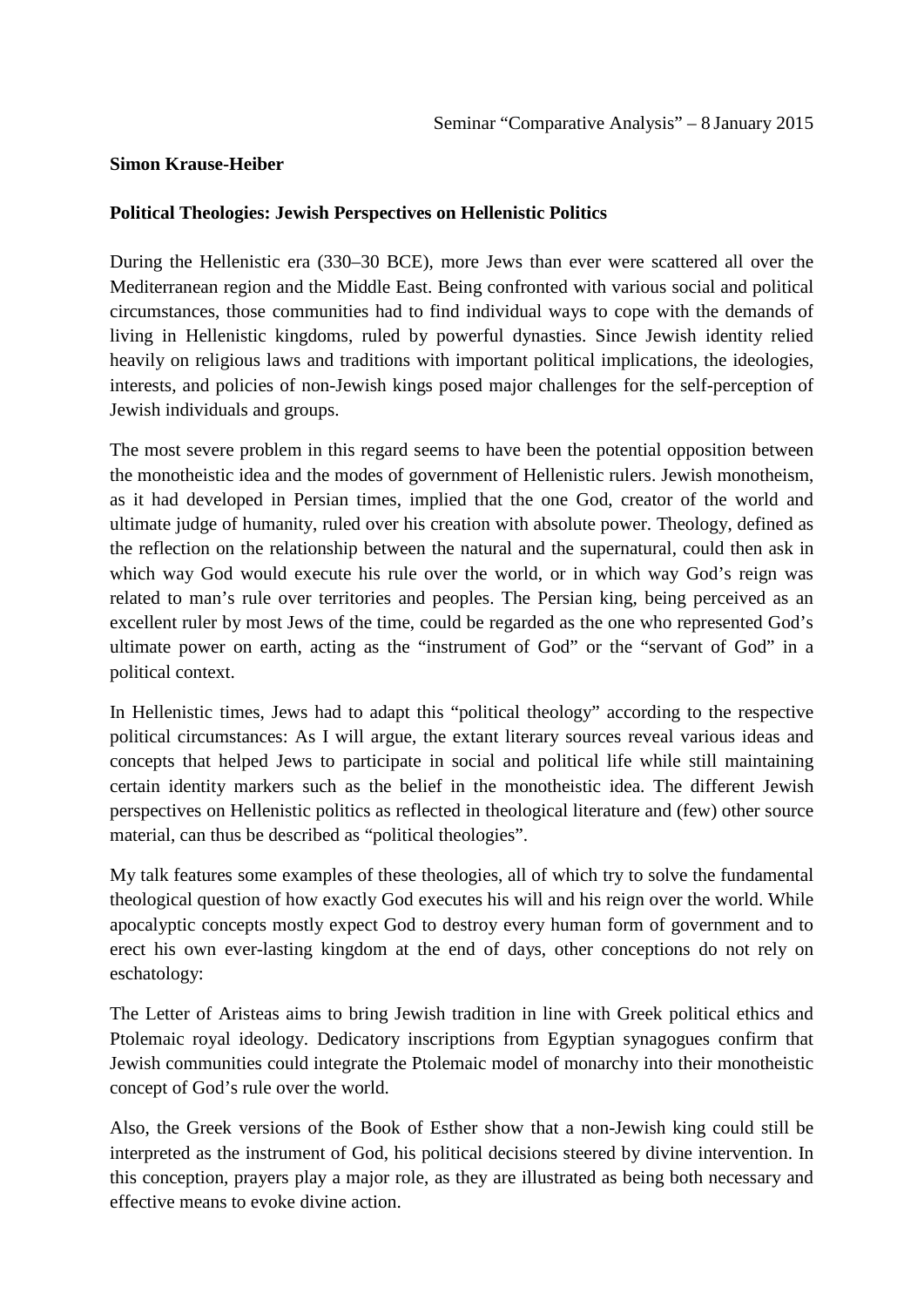Seminar “Comparative Analysis” – 8 January 2015

**Simon Krause-Heiber**

**Political Theologies: Jewish Perspectives on Hellenistic Politics**

During the Hellenistic era (330–30 BCE), more Jews than ever were scattered all over the Mediterranean region and the Middle East. Being confronted with various social and political circumstances, those communities had to find individual ways to cope with the demands of living in Hellenistic kingdoms, ruled by powerful dynasties. Since Jewish identity relied heavily on religious laws and traditions with important political implications, the ideologies, interests, and policies of non-Jewish kings posed major challenges for the self-perception of Jewish individuals and groups.

The most severe problem in this regard seems to have been the potential opposition between the monotheistic idea and the modes of government of Hellenistic rulers. Jewish monotheism, as it had developed in Persian times, implied that the one God, creator of the world and ultimate judge of humanity, ruled over his creation with absolute power. Theology, defined as the reflection on the relationship between the natural and the supernatural, could then ask in which way God would execute his rule over the world, or in which way God’s reign was related to man’s rule over territories and peoples. The Persian king, being perceived as an excellent ruler by most Jews of the time, could be regarded as the one who represented God’s ultimate power on earth, acting as the “instrument of God” or the “servant of God” in a political context.

In Hellenistic times, Jews had to adapt this “political theology” according to the respective political circumstances: As I will argue, the extant literary sources reveal various ideas and concepts that helped Jews to participate in social and political life while still maintaining certain identity markers such as the belief in the monotheistic idea. The different Jewish perspectives on Hellenistic politics as reflected in theological literature and (few) other source material, can thus be described as “political theologies”.

My talk features some examples of these theologies, all of which try to solve the fundamental theological question of how exactly God executes his will and his reign over the world. While apocalyptic concepts mostly expect God to destroy every human form of government and to erect his own ever-lasting kingdom at the end of days, other conceptions do not rely on eschatology:

The Letter of Aristeas aims to bring Jewish tradition in line with Greek political ethics and Ptolemaic royal ideology. Dedicatory inscriptions from Egyptian synagogues confirm that Jewish communities could integrate the Ptolemaic model of monarchy into their monotheistic concept of God’s rule over the world.

Also, the Greek versions of the Book of Esther show that a non-Jewish king could still be interpreted as the instrument of God, his political decisions steered by divine intervention. In this conception, prayers play a major role, as they are illustrated as being both necessary and effective means to evoke divine action.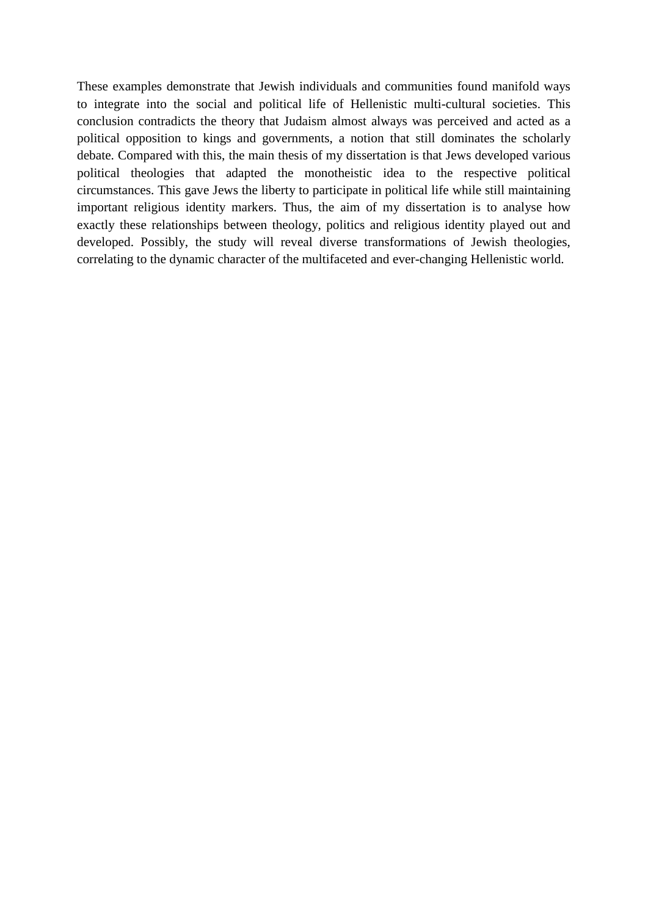These examples demonstrate that Jewish individuals and communities found manifold ways to integrate into the social and political life of Hellenistic multi-cultural societies. This conclusion contradicts the theory that Judaism almost always was perceived and acted as a political opposition to kings and governments, a notion that still dominates the scholarly debate. Compared with this, the main thesis of my dissertation is that Jews developed various political theologies that adapted the monotheistic idea to the respective political circumstances. This gave Jews the liberty to participate in political life while still maintaining important religious identity markers. Thus, the aim of my dissertation is to analyse how exactly these relationships between theology, politics and religious identity played out and developed. Possibly, the study will reveal diverse transformations of Jewish theologies, correlating to the dynamic character of the multifaceted and ever-changing Hellenistic world.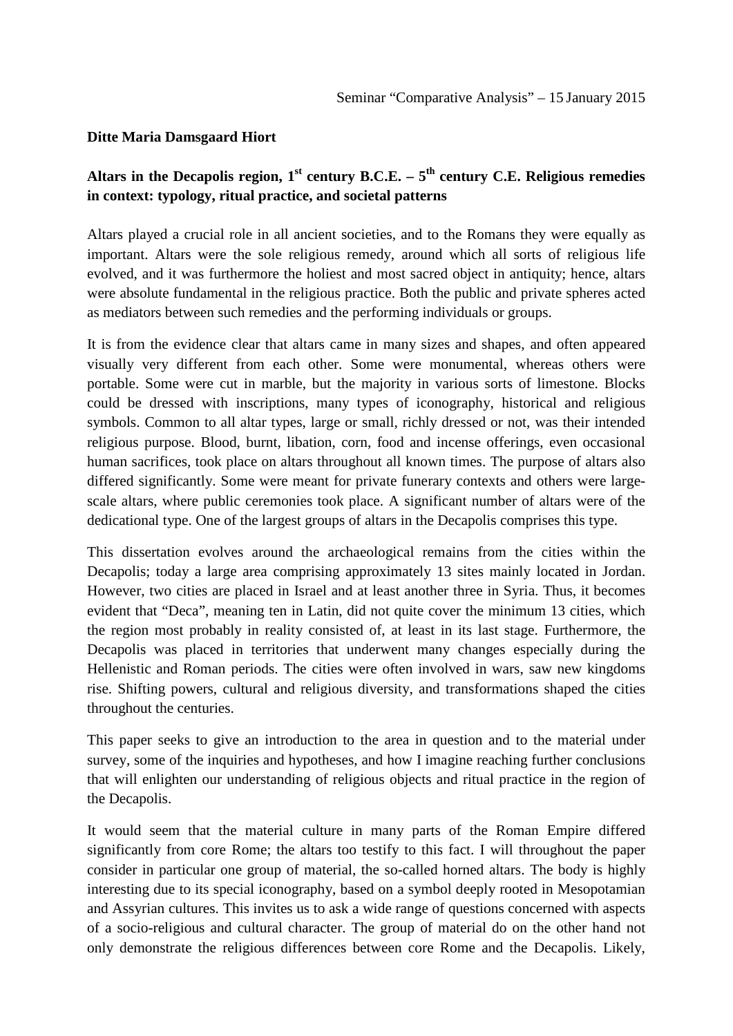Seminar "Comparative Analysis" – 15 January 2015

**Ditte Maria Damsgaard Hiort**

**Altars in the Decapolis region, 1$^{st}$ century B.C.E. – 5$^{th}$ century C.E. Religious remedies in context: typology, ritual practice, and societal patterns**

Altars played a crucial role in all ancient societies, and to the Romans they were equally as important. Altars were the sole religious remedy, around which all sorts of religious life evolved, and it was furthermore the holiest and most sacred object in antiquity; hence, altars were absolute fundamental in the religious practice. Both the public and private spheres acted as mediators between such remedies and the performing individuals or groups.

It is from the evidence clear that altars came in many sizes and shapes, and often appeared visually very different from each other. Some were monumental, whereas others were portable. Some were cut in marble, but the majority in various sorts of limestone. Blocks could be dressed with inscriptions, many types of iconography, historical and religious symbols. Common to all altar types, large or small, richly dressed or not, was their intended religious purpose. Blood, burnt, libation, corn, food and incense offerings, even occasional human sacrifices, took place on altars throughout all known times. The purpose of altars also differed significantly. Some were meant for private funerary contexts and others were large-scale altars, where public ceremonies took place. A significant number of altars were of the dedicational type. One of the largest groups of altars in the Decapolis comprises this type.

This dissertation evolves around the archaeological remains from the cities within the Decapolis; today a large area comprising approximately 13 sites mainly located in Jordan. However, two cities are placed in Israel and at least another three in Syria. Thus, it becomes evident that "Deca", meaning ten in Latin, did not quite cover the minimum 13 cities, which the region most probably in reality consisted of, at least in its last stage. Furthermore, the Decapolis was placed in territories that underwent many changes especially during the Hellenistic and Roman periods. The cities were often involved in wars, saw new kingdoms rise. Shifting powers, cultural and religious diversity, and transformations shaped the cities throughout the centuries.

This paper seeks to give an introduction to the area in question and to the material under survey, some of the inquiries and hypotheses, and how I imagine reaching further conclusions that will enlighten our understanding of religious objects and ritual practice in the region of the Decapolis.

It would seem that the material culture in many parts of the Roman Empire differed significantly from core Rome; the altars too testify to this fact. I will throughout the paper consider in particular one group of material, the so-called horned altars. The body is highly interesting due to its special iconography, based on a symbol deeply rooted in Mesopotamian and Assyrian cultures. This invites us to ask a wide range of questions concerned with aspects of a socio-religious and cultural character. The group of material do on the other hand not only demonstrate the religious differences between core Rome and the Decapolis. Likely,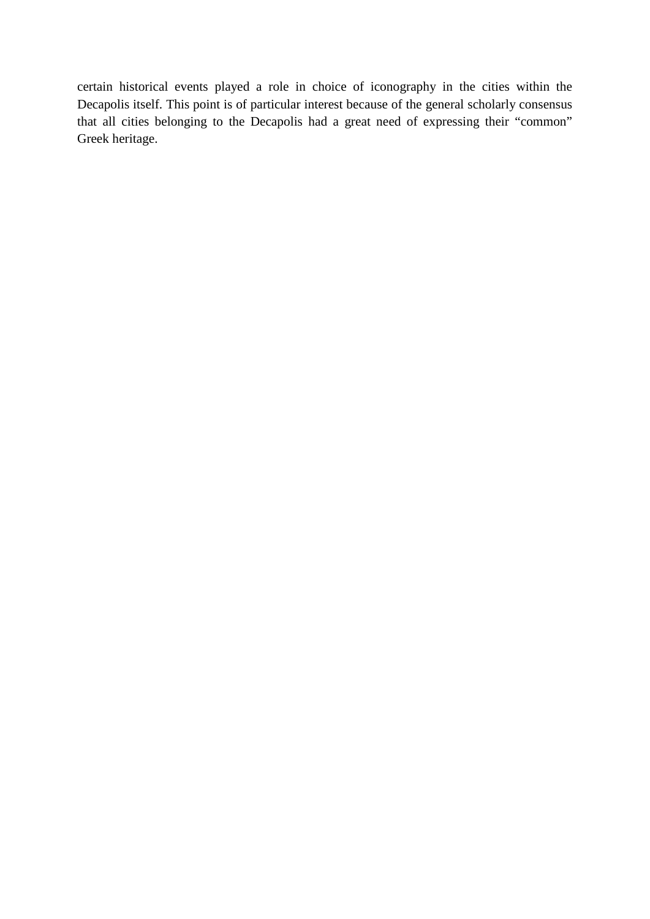certain historical events played a role in choice of iconography in the cities within the Decapolis itself. This point is of particular interest because of the general scholarly consensus that all cities belonging to the Decapolis had a great need of expressing their “common” Greek heritage.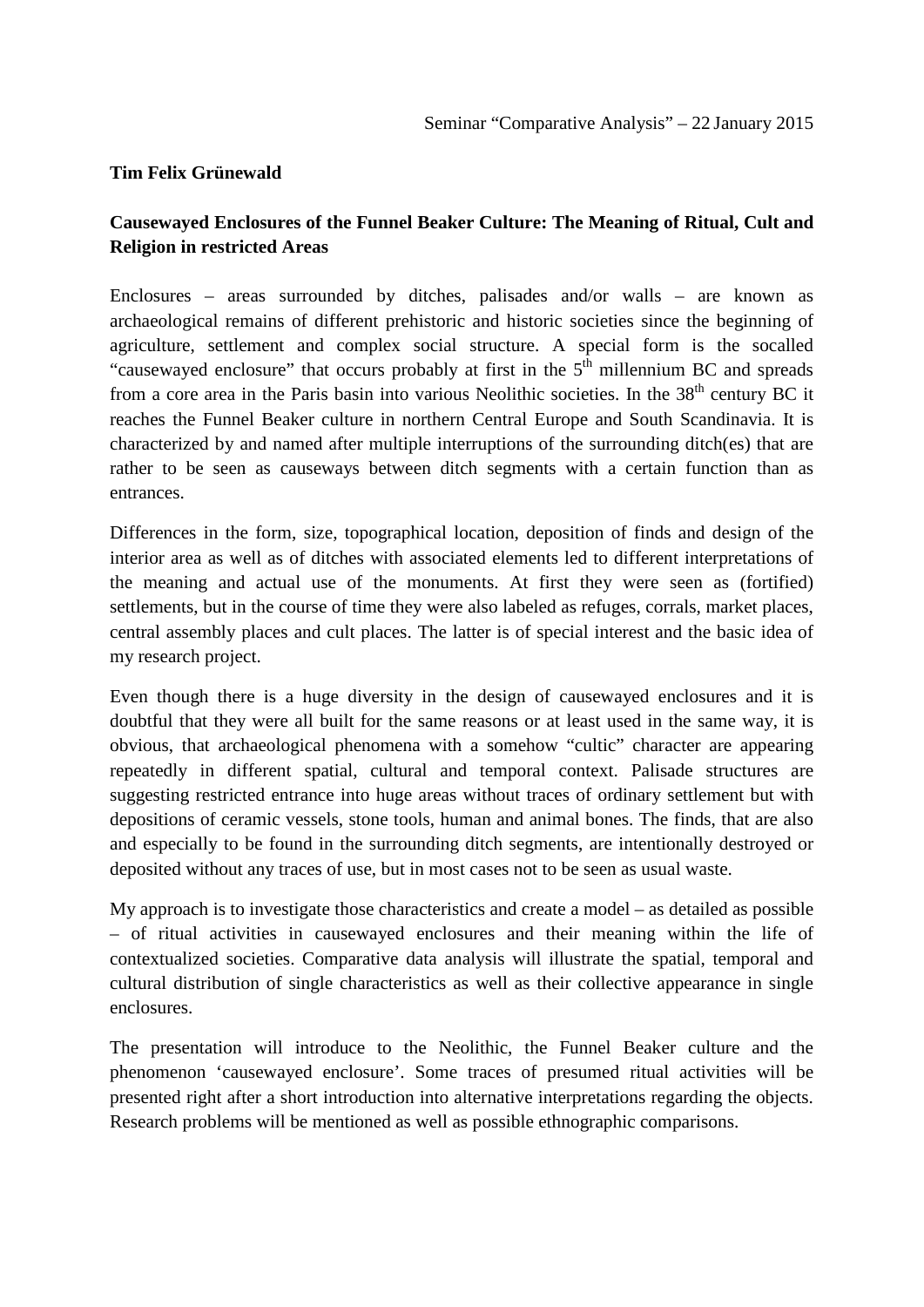Seminar "Comparative Analysis" – 22 January 2015

**Tim Felix Grünewald**

**Causewayed Enclosures of the Funnel Beaker Culture: The Meaning of Ritual, Cult and Religion in restricted Areas**

Enclosures – areas surrounded by ditches, palisades and/or walls – are known as archaeological remains of different prehistoric and historic societies since the beginning of agriculture, settlement and complex social structure. A special form is the socalled "causewayed enclosure" that occurs probably at first in the 5th millennium BC and spreads from a core area in the Paris basin into various Neolithic societies. In the 38th century BC it reaches the Funnel Beaker culture in northern Central Europe and South Scandinavia. It is characterized by and named after multiple interruptions of the surrounding ditch(es) that are rather to be seen as causeways between ditch segments with a certain function than as entrances.

Differences in the form, size, topographical location, deposition of finds and design of the interior area as well as of ditches with associated elements led to different interpretations of the meaning and actual use of the monuments. At first they were seen as (fortified) settlements, but in the course of time they were also labeled as refuges, corrals, market places, central assembly places and cult places. The latter is of special interest and the basic idea of my research project.

Even though there is a huge diversity in the design of causewayed enclosures and it is doubtful that they were all built for the same reasons or at least used in the same way, it is obvious, that archaeological phenomena with a somehow "cultic" character are appearing repeatedly in different spatial, cultural and temporal context. Palisade structures are suggesting restricted entrance into huge areas without traces of ordinary settlement but with depositions of ceramic vessels, stone tools, human and animal bones. The finds, that are also and especially to be found in the surrounding ditch segments, are intentionally destroyed or deposited without any traces of use, but in most cases not to be seen as usual waste.

My approach is to investigate those characteristics and create a model – as detailed as possible – of ritual activities in causewayed enclosures and their meaning within the life of contextualized societies. Comparative data analysis will illustrate the spatial, temporal and cultural distribution of single characteristics as well as their collective appearance in single enclosures.

The presentation will introduce to the Neolithic, the Funnel Beaker culture and the phenomenon 'causewayed enclosure'. Some traces of presumed ritual activities will be presented right after a short introduction into alternative interpretations regarding the objects. Research problems will be mentioned as well as possible ethnographic comparisons.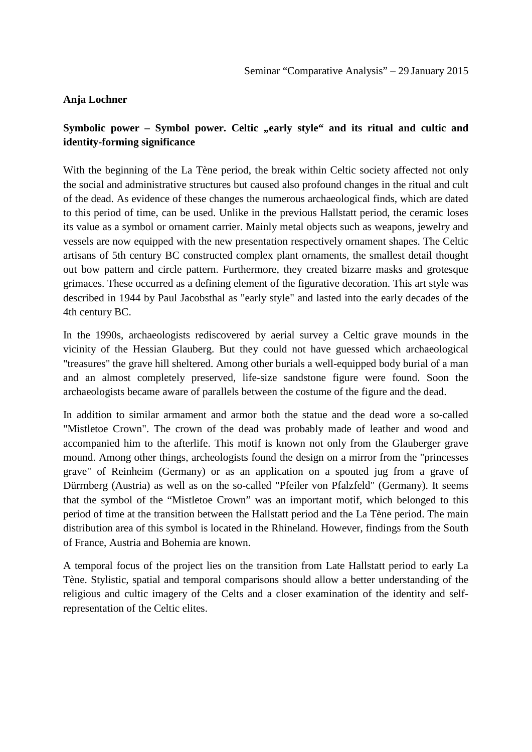Seminar “Comparative Analysis” – 29 January 2015

**Anja Lochner**

**Symbolic power – Symbol power. Celtic „early style“ and its ritual and cultic and identity-forming significance**

With the beginning of the La Tène period, the break within Celtic society affected not only the social and administrative structures but caused also profound changes in the ritual and cult of the dead. As evidence of these changes the numerous archaeological finds, which are dated to this period of time, can be used. Unlike in the previous Hallstatt period, the ceramic loses its value as a symbol or ornament carrier. Mainly metal objects such as weapons, jewelry and vessels are now equipped with the new presentation respectively ornament shapes. The Celtic artisans of 5th century BC constructed complex plant ornaments, the smallest detail thought out bow pattern and circle pattern. Furthermore, they created bizarre masks and grotesque grimaces. These occurred as a defining element of the figurative decoration. This art style was described in 1944 by Paul Jacobsthal as "early style" and lasted into the early decades of the 4th century BC.

In the 1990s, archaeologists rediscovered by aerial survey a Celtic grave mounds in the vicinity of the Hessian Glauberg. But they could not have guessed which archaeological "treasures" the grave hill sheltered. Among other burials a well-equipped body burial of a man and an almost completely preserved, life-size sandstone figure were found. Soon the archaeologists became aware of parallels between the costume of the figure and the dead.

In addition to similar armament and armor both the statue and the dead wore a so-called "Mistletoe Crown". The crown of the dead was probably made of leather and wood and accompanied him to the afterlife. This motif is known not only from the Glauberger grave mound. Among other things, archeologists found the design on a mirror from the "princesses grave" of Reinheim (Germany) or as an application on a spouted jug from a grave of Dürrnberg (Austria) as well as on the so-called "Pfeiler von Pfalzfeld" (Germany). It seems that the symbol of the “Mistletoe Crown” was an important motif, which belonged to this period of time at the transition between the Hallstatt period and the La Tène period. The main distribution area of this symbol is located in the Rhineland. However, findings from the South of France, Austria and Bohemia are known.

A temporal focus of the project lies on the transition from Late Hallstatt period to early La Tène. Stylistic, spatial and temporal comparisons should allow a better understanding of the religious and cultic imagery of the Celts and a closer examination of the identity and self-representation of the Celtic elites.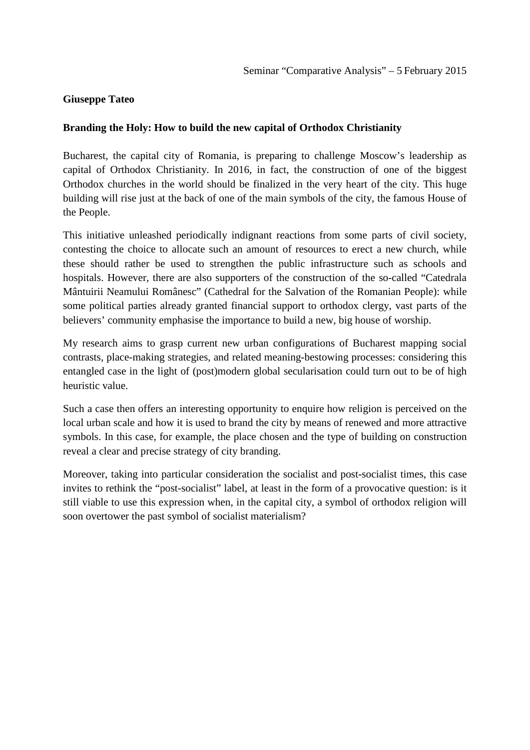Seminar “Comparative Analysis” – 5 February 2015

**Giuseppe Tateo**

**Branding the Holy: How to build the new capital of Orthodox Christianity**

Bucharest, the capital city of Romania, is preparing to challenge Moscow’s leadership as capital of Orthodox Christianity. In 2016, in fact, the construction of one of the biggest Orthodox churches in the world should be finalized in the very heart of the city. This huge building will rise just at the back of one of the main symbols of the city, the famous House of the People.

This initiative unleashed periodically indignant reactions from some parts of civil society, contesting the choice to allocate such an amount of resources to erect a new church, while these should rather be used to strengthen the public infrastructure such as schools and hospitals. However, there are also supporters of the construction of the so-called “Catedrala Mântuirii Neamului Românesc” (Cathedral for the Salvation of the Romanian People): while some political parties already granted financial support to orthodox clergy, vast parts of the believers’ community emphasise the importance to build a new, big house of worship.

My research aims to grasp current new urban configurations of Bucharest mapping social contrasts, place-making strategies, and related meaning-bestowing processes: considering this entangled case in the light of (post)modern global secularisation could turn out to be of high heuristic value.

Such a case then offers an interesting opportunity to enquire how religion is perceived on the local urban scale and how it is used to brand the city by means of renewed and more attractive symbols. In this case, for example, the place chosen and the type of building on construction reveal a clear and precise strategy of city branding.

Moreover, taking into particular consideration the socialist and post-socialist times, this case invites to rethink the “post-socialist” label, at least in the form of a provocative question: is it still viable to use this expression when, in the capital city, a symbol of orthodox religion will soon overtower the past symbol of socialist materialism?